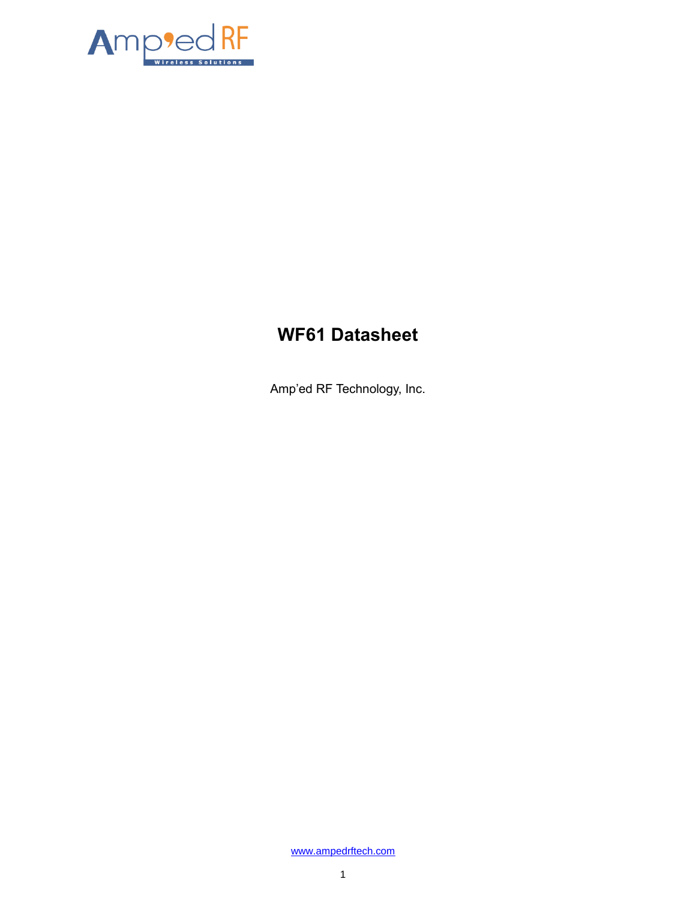# WF61 Datasheet

Amp'ed RF Technology, Inc.

www.ampedrftech.com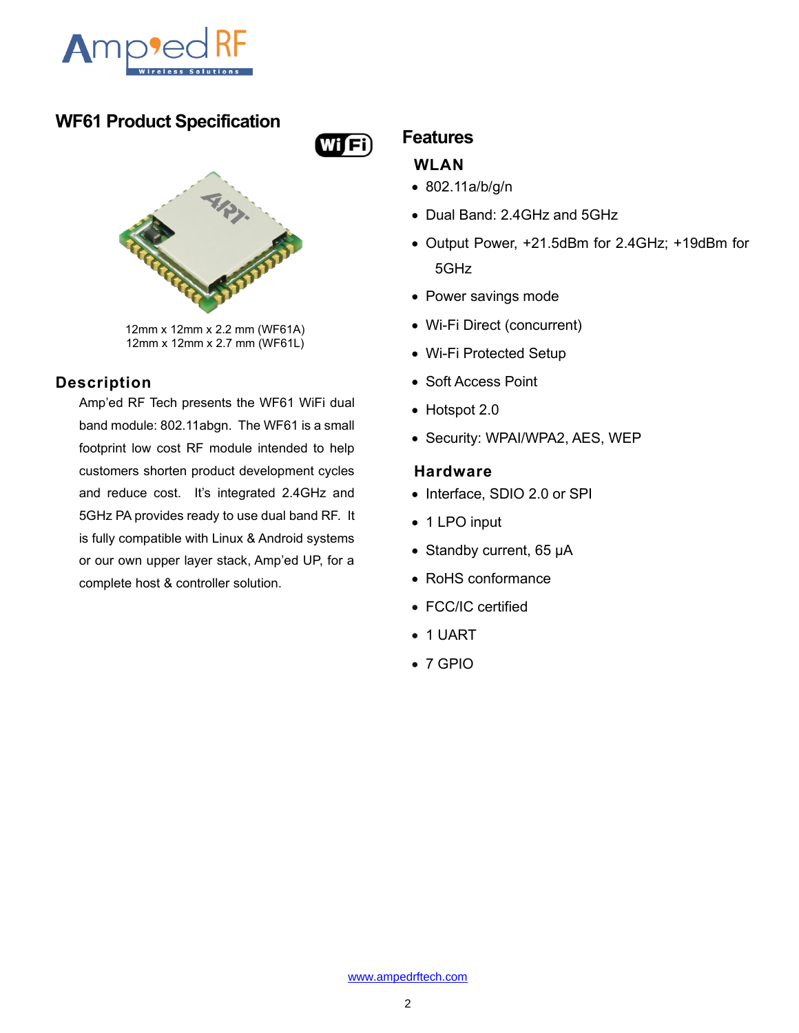# WF61 Product Specification

12mm x 12mm x 2.2 mm (WF61A)
12mm x 12mm x 2.7 mm (WF61L)

## Description

Amp'ed RF Tech presents the WF61 WiFi dual band module: 802.11abgn. The WF61 is a small footprint low cost RF module intended to help customers shorten product development cycles and reduce cost. It's integrated 2.4GHz and 5GHz PA provides ready to use dual band RF. It is fully compatible with Linux & Android systems or our own upper layer stack, Amp'ed UP, for a complete host & controller solution.

## Features

### WLAN

- 802.11a/b/g/n
- Dual Band: 2.4GHz and 5GHz
- Output Power, +21.5dBm for 2.4GHz; +19dBm for 5GHz
- Power savings mode
- Wi-Fi Direct (concurrent)
- Wi-Fi Protected Setup
- Soft Access Point
- Hotspot 2.0
- Security: WPAI/WPA2, AES, WEP

### Hardware

- Interface, SDIO 2.0 or SPI
- 1 LPO input
- Standby current, 65 µA
- RoHS conformance
- FCC/IC certified
- 1 UART
- 7 GPIO

www.ampedrftech.com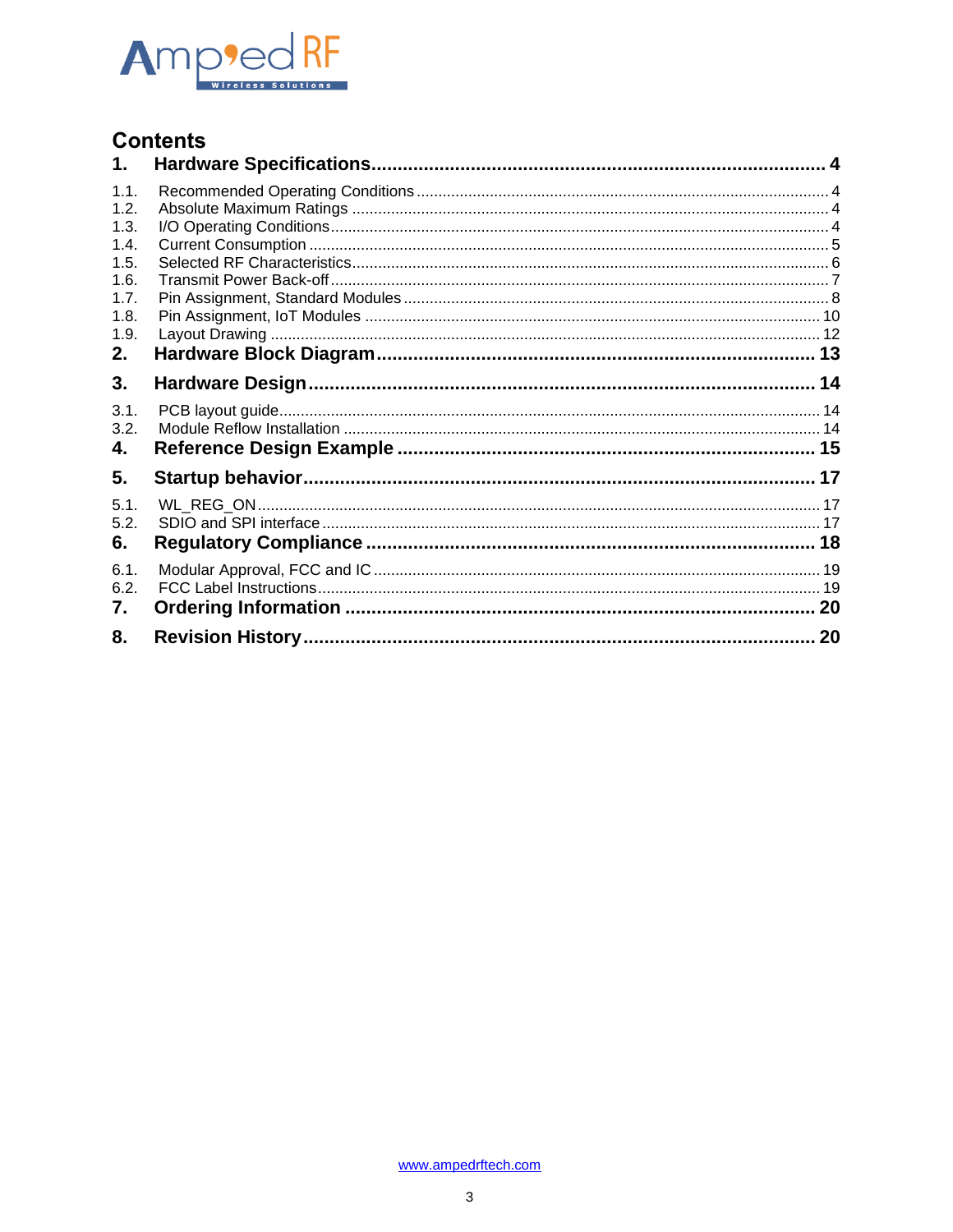# Contents

| | | |
|---|---|---|
| **1.** | **Hardware Specifications** | **4** |
| 1.1. | Recommended Operating Conditions | 4 |
| 1.2. | Absolute Maximum Ratings | 4 |
| 1.3. | I/O Operating Conditions | 4 |
| 1.4. | Current Consumption | 5 |
| 1.5. | Selected RF Characteristics | 6 |
| 1.6. | Transmit Power Back-off | 7 |
| 1.7. | Pin Assignment, Standard Modules | 8 |
| 1.8. | Pin Assignment, IoT Modules | 10 |
| 1.9. | Layout Drawing | 12 |
| **2.** | **Hardware Block Diagram** | **13** |
| **3.** | **Hardware Design** | **14** |
| 3.1. | PCB layout guide | 14 |
| 3.2. | Module Reflow Installation | 14 |
| **4.** | **Reference Design Example** | **15** |
| **5.** | **Startup behavior** | **17** |
| 5.1. | WL_REG_ON | 17 |
| 5.2. | SDIO and SPI interface | 17 |
| **6.** | **Regulatory Compliance** | **18** |
| 6.1. | Modular Approval, FCC and IC | 19 |
| 6.2. | FCC Label Instructions | 19 |
| **7.** | **Ordering Information** | **20** |
| **8.** | **Revision History** | **20** |

www.ampedrftech.com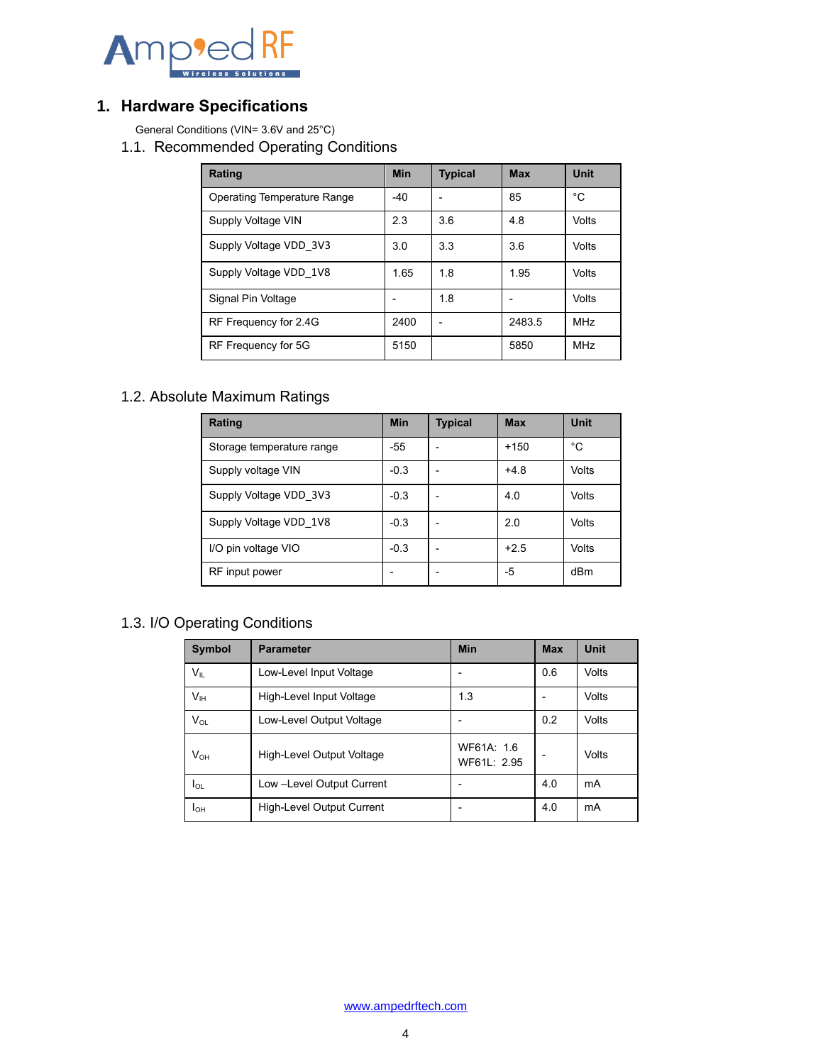# 1. Hardware Specifications

General Conditions (VIN= 3.6V and 25°C)

## 1.1. Recommended Operating Conditions

| Rating | Min | Typical | Max | Unit |
|---|---|---|---|---|
| Operating Temperature Range | -40 | - | 85 | °C |
| Supply Voltage VIN | 2.3 | 3.6 | 4.8 | Volts |
| Supply Voltage VDD_3V3 | 3.0 | 3.3 | 3.6 | Volts |
| Supply Voltage VDD_1V8 | 1.65 | 1.8 | 1.95 | Volts |
| Signal Pin Voltage | - | 1.8 | - | Volts |
| RF Frequency for 2.4G | 2400 | - | 2483.5 | MHz |
| RF Frequency for 5G | 5150 | | 5850 | MHz |

## 1.2. Absolute Maximum Ratings

| Rating | Min | Typical | Max | Unit |
|---|---|---|---|---|
| Storage temperature range | -55 | - | +150 | °C |
| Supply voltage VIN | -0.3 | - | +4.8 | Volts |
| Supply Voltage VDD_3V3 | -0.3 | - | 4.0 | Volts |
| Supply Voltage VDD_1V8 | -0.3 | - | 2.0 | Volts |
| I/O pin voltage VIO | -0.3 | - | +2.5 | Volts |
| RF input power | - | - | -5 | dBm |

## 1.3. I/O Operating Conditions

| Symbol | Parameter | Min | Max | Unit |
|---|---|---|---|---|
| $V_{IL}$ | Low-Level Input Voltage | - | 0.6 | Volts |
| $V_{IH}$ | High-Level Input Voltage | 1.3 | - | Volts |
| $V_{OL}$ | Low-Level Output Voltage | - | 0.2 | Volts |
| $V_{OH}$ | High-Level Output Voltage | WF61A: 1.6<br>WF61L: 2.95 | - | Volts |
| $I_{OL}$ | Low –Level Output Current | - | 4.0 | mA |
| $I_{OH}$ | High-Level Output Current | - | 4.0 | mA |

www.ampedrftech.com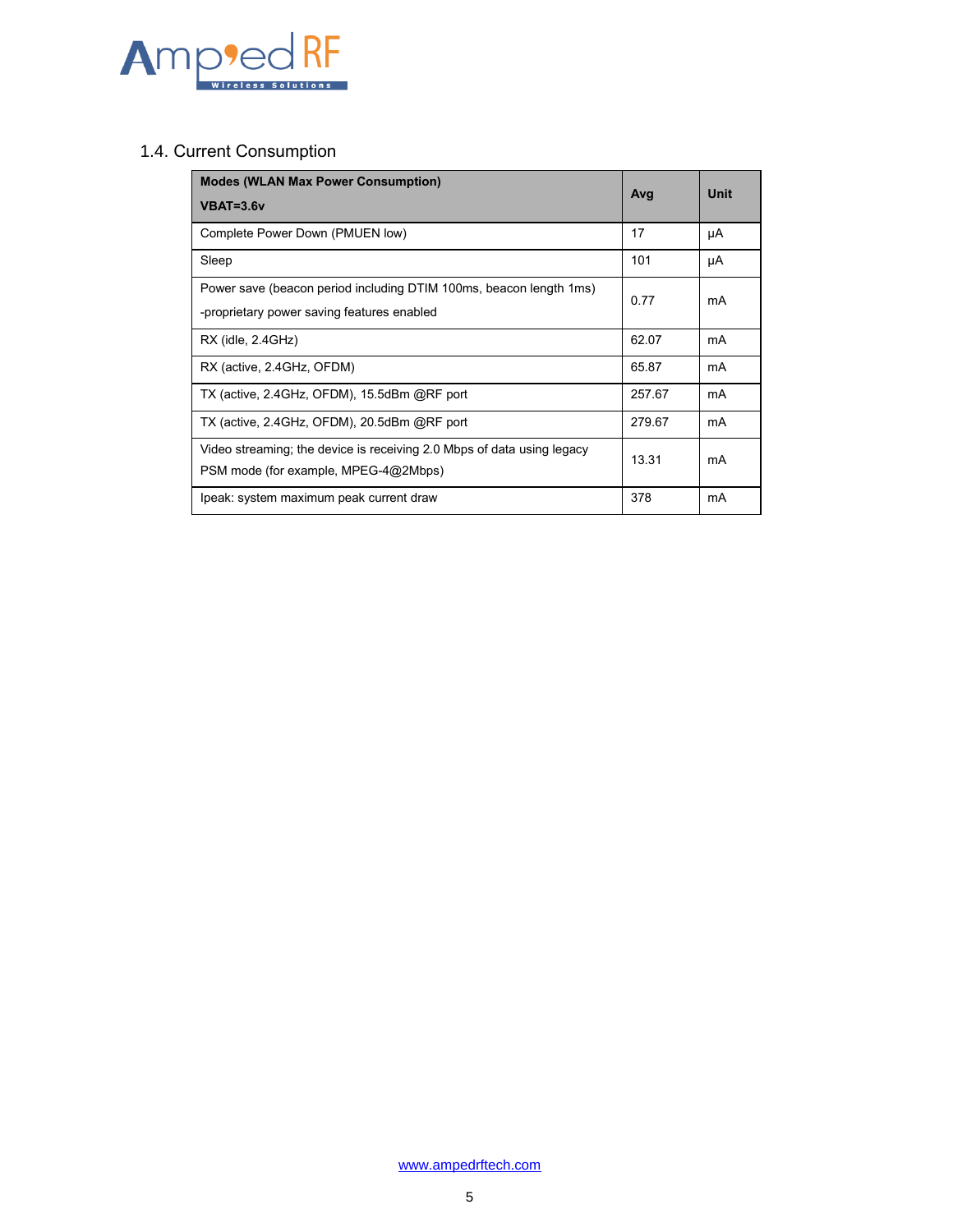## 1.4. Current Consumption

| Modes (WLAN Max Power Consumption)<br>VBAT=3.6v | Avg | Unit |
|---|---|---|
| Complete Power Down (PMUEN low) | 17 | μA |
| Sleep | 101 | μA |
| Power save (beacon period including DTIM 100ms, beacon length 1ms)<br>-proprietary power saving features enabled | 0.77 | mA |
| RX (idle, 2.4GHz) | 62.07 | mA |
| RX (active, 2.4GHz, OFDM) | 65.87 | mA |
| TX (active, 2.4GHz, OFDM), 15.5dBm @RF port | 257.67 | mA |
| TX (active, 2.4GHz, OFDM), 20.5dBm @RF port | 279.67 | mA |
| Video streaming; the device is receiving 2.0 Mbps of data using legacy PSM mode (for example, MPEG-4@2Mbps) | 13.31 | mA |
| Ipeak: system maximum peak current draw | 378 | mA |

www.ampedrftech.com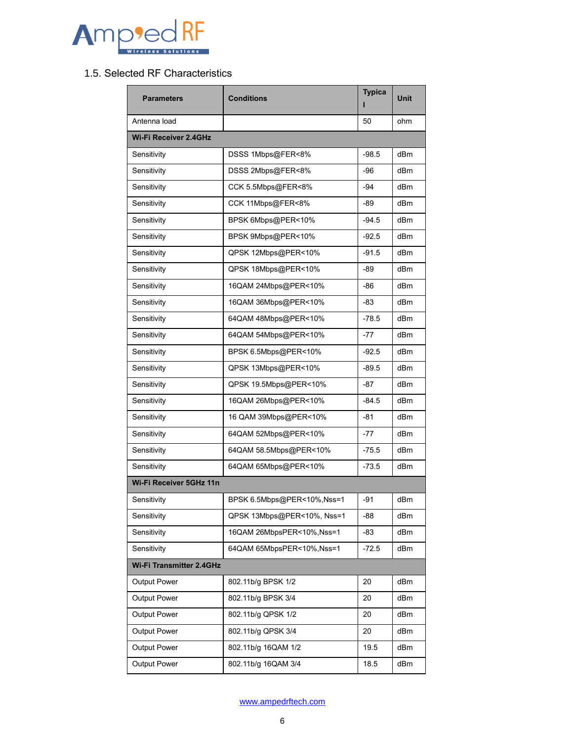## 1.5. Selected RF Characteristics

| Parameters | Conditions | Typical | Unit |
|---|---|---|---|
| Antenna load | | 50 | ohm |
| **Wi-Fi Receiver 2.4GHz** | | | |
| Sensitivity | DSSS 1Mbps@FER<8% | -98.5 | dBm |
| Sensitivity | DSSS 2Mbps@FER<8% | -96 | dBm |
| Sensitivity | CCK 5.5Mbps@FER<8% | -94 | dBm |
| Sensitivity | CCK 11Mbps@FER<8% | -89 | dBm |
| Sensitivity | BPSK 6Mbps@PER<10% | -94.5 | dBm |
| Sensitivity | BPSK 9Mbps@PER<10% | -92.5 | dBm |
| Sensitivity | QPSK 12Mbps@PER<10% | -91.5 | dBm |
| Sensitivity | QPSK 18Mbps@PER<10% | -89 | dBm |
| Sensitivity | 16QAM 24Mbps@PER<10% | -86 | dBm |
| Sensitivity | 16QAM 36Mbps@PER<10% | -83 | dBm |
| Sensitivity | 64QAM 48Mbps@PER<10% | -78.5 | dBm |
| Sensitivity | 64QAM 54Mbps@PER<10% | -77 | dBm |
| Sensitivity | BPSK 6.5Mbps@PER<10% | -92.5 | dBm |
| Sensitivity | QPSK 13Mbps@PER<10% | -89.5 | dBm |
| Sensitivity | QPSK 19.5Mbps@PER<10% | -87 | dBm |
| Sensitivity | 16QAM 26Mbps@PER<10% | -84.5 | dBm |
| Sensitivity | 16 QAM 39Mbps@PER<10% | -81 | dBm |
| Sensitivity | 64QAM 52Mbps@PER<10% | -77 | dBm |
| Sensitivity | 64QAM 58.5Mbps@PER<10% | -75.5 | dBm |
| Sensitivity | 64QAM 65Mbps@PER<10% | -73.5 | dBm |
| **Wi-Fi Receiver 5GHz 11n** | | | |
| Sensitivity | BPSK 6.5Mbps@PER<10%,Nss=1 | -91 | dBm |
| Sensitivity | QPSK 13Mbps@PER<10%, Nss=1 | -88 | dBm |
| Sensitivity | 16QAM 26MbpsPER<10%,Nss=1 | -83 | dBm |
| Sensitivity | 64QAM 65MbpsPER<10%,Nss=1 | -72.5 | dBm |
| **Wi-Fi Transmitter 2.4GHz** | | | |
| Output Power | 802.11b/g BPSK 1/2 | 20 | dBm |
| Output Power | 802.11b/g BPSK 3/4 | 20 | dBm |
| Output Power | 802.11b/g QPSK 1/2 | 20 | dBm |
| Output Power | 802.11b/g QPSK 3/4 | 20 | dBm |
| Output Power | 802.11b/g 16QAM 1/2 | 19.5 | dBm |
| Output Power | 802.11b/g 16QAM 3/4 | 18.5 | dBm |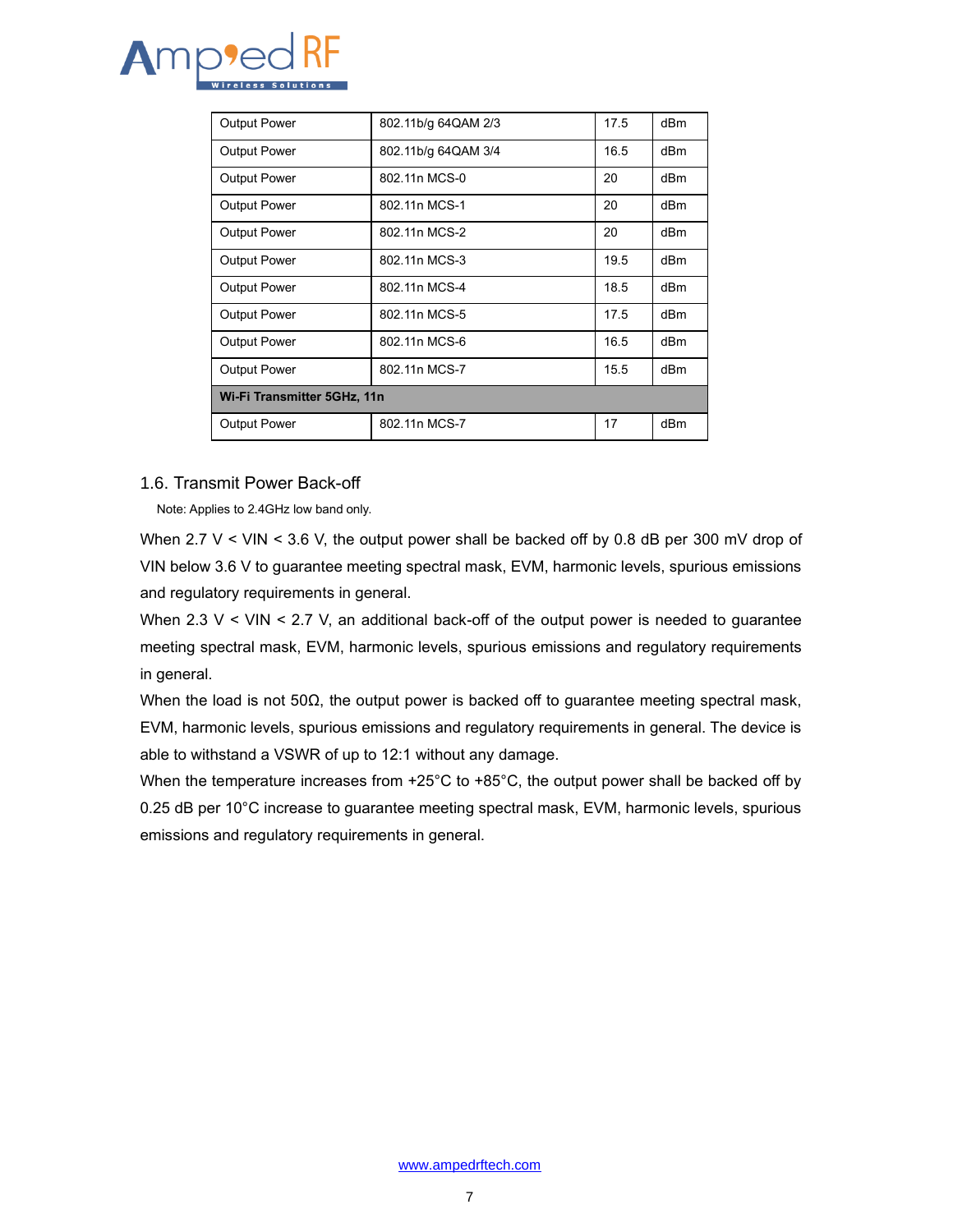| Output Power | 802.11b/g 64QAM 2/3 | 17.5 | dBm |
|---|---|---|---|
| Output Power | 802.11b/g 64QAM 3/4 | 16.5 | dBm |
| Output Power | 802.11n MCS-0 | 20 | dBm |
| Output Power | 802.11n MCS-1 | 20 | dBm |
| Output Power | 802.11n MCS-2 | 20 | dBm |
| Output Power | 802.11n MCS-3 | 19.5 | dBm |
| Output Power | 802.11n MCS-4 | 18.5 | dBm |
| Output Power | 802.11n MCS-5 | 17.5 | dBm |
| Output Power | 802.11n MCS-6 | 16.5 | dBm |
| Output Power | 802.11n MCS-7 | 15.5 | dBm |
| **Wi-Fi Transmitter 5GHz, 11n** | | | |
| Output Power | 802.11n MCS-7 | 17 | dBm |

## 1.6. Transmit Power Back-off

Note: Applies to 2.4GHz low band only.

When 2.7 V < VIN < 3.6 V, the output power shall be backed off by 0.8 dB per 300 mV drop of VIN below 3.6 V to guarantee meeting spectral mask, EVM, harmonic levels, spurious emissions and regulatory requirements in general.

When 2.3 V < VIN < 2.7 V, an additional back-off of the output power is needed to guarantee meeting spectral mask, EVM, harmonic levels, spurious emissions and regulatory requirements in general.

When the load is not 50Ω, the output power is backed off to guarantee meeting spectral mask, EVM, harmonic levels, spurious emissions and regulatory requirements in general. The device is able to withstand a VSWR of up to 12:1 without any damage.

When the temperature increases from +25°C to +85°C, the output power shall be backed off by 0.25 dB per 10°C increase to guarantee meeting spectral mask, EVM, harmonic levels, spurious emissions and regulatory requirements in general.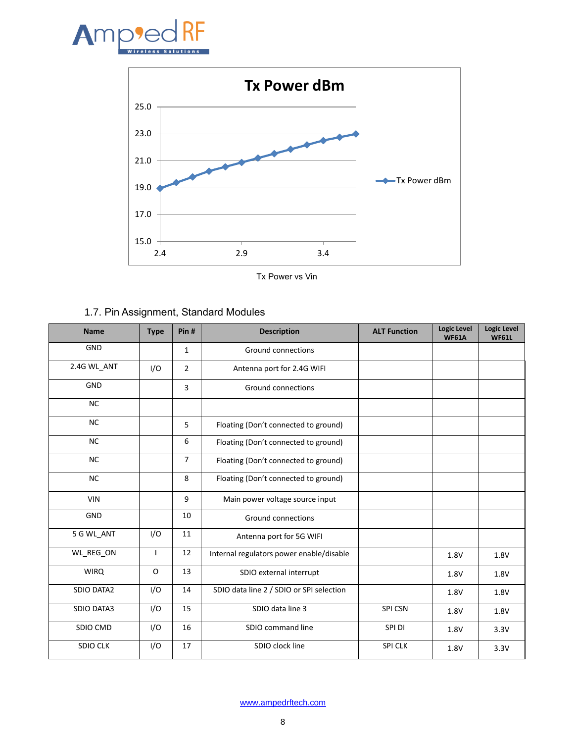Tx Power vs Vin

### 1.7. Pin Assignment, Standard Modules

| Name | Type | Pin # | Description | ALT Function | Logic Level WF61A | Logic Level WF61L |
|---|---|---|---|---|---|---|
| GND | | 1 | Ground connections | | | |
| 2.4G WL_ANT | I/O | 2 | Antenna port for 2.4G WIFI | | | |
| GND | | 3 | Ground connections | | | |
| NC | | | | | | |
| NC | | 5 | Floating (Don't connected to ground) | | | |
| NC | | 6 | Floating (Don't connected to ground) | | | |
| NC | | 7 | Floating (Don't connected to ground) | | | |
| NC | | 8 | Floating (Don't connected to ground) | | | |
| VIN | | 9 | Main power voltage source input | | | |
| GND | | 10 | Ground connections | | | |
| 5 G WL_ANT | I/O | 11 | Antenna port for 5G WIFI | | | |
| WL_REG_ON | I | 12 | Internal regulators power enable/disable | | 1.8V | 1.8V |
| WIRQ | O | 13 | SDIO external interrupt | | 1.8V | 1.8V |
| SDIO DATA2 | I/O | 14 | SDIO data line 2 / SDIO or SPI selection | | 1.8V | 1.8V |
| SDIO DATA3 | I/O | 15 | SDIO data line 3 | SPI CSN | 1.8V | 1.8V |
| SDIO CMD | I/O | 16 | SDIO command line | SPI DI | 1.8V | 3.3V |
| SDIO CLK | I/O | 17 | SDIO clock line | SPI CLK | 1.8V | 3.3V |

www.ampedrftech.com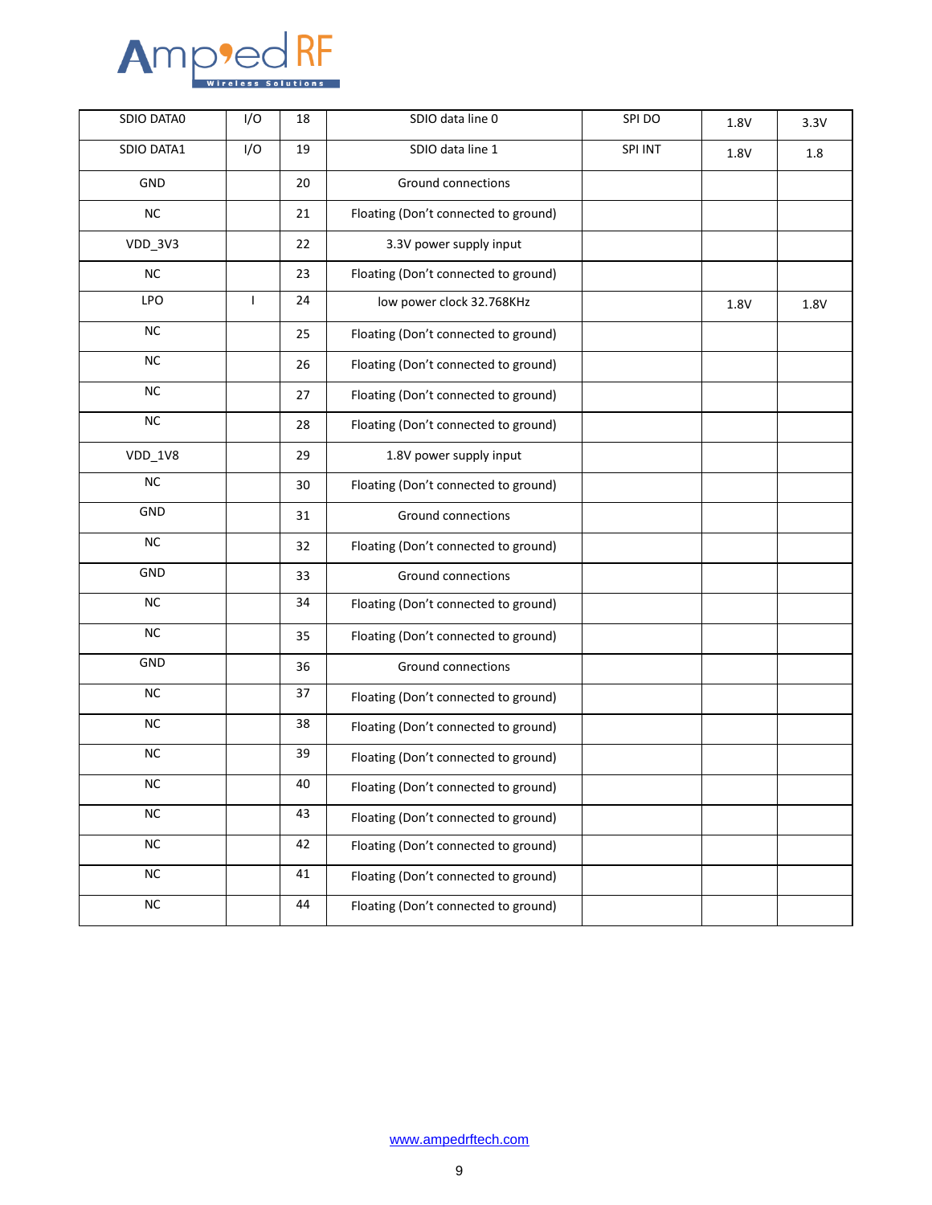| SDIO DATA0 | I/O | 18 | SDIO data line 0 | SPI DO | 1.8V | 3.3V |
|---|---|---|---|---|---|---|
| SDIO DATA1 | I/O | 19 | SDIO data line 1 | SPI INT | 1.8V | 1.8 |
| GND | | 20 | Ground connections | | | |
| NC | | 21 | Floating (Don't connected to ground) | | | |
| VDD_3V3 | | 22 | 3.3V power supply input | | | |
| NC | | 23 | Floating (Don't connected to ground) | | | |
| LPO | I | 24 | low power clock 32.768KHz | | 1.8V | 1.8V |
| NC | | 25 | Floating (Don't connected to ground) | | | |
| NC | | 26 | Floating (Don't connected to ground) | | | |
| NC | | 27 | Floating (Don't connected to ground) | | | |
| NC | | 28 | Floating (Don't connected to ground) | | | |
| VDD_1V8 | | 29 | 1.8V power supply input | | | |
| NC | | 30 | Floating (Don't connected to ground) | | | |
| GND | | 31 | Ground connections | | | |
| NC | | 32 | Floating (Don't connected to ground) | | | |
| GND | | 33 | Ground connections | | | |
| NC | | 34 | Floating (Don't connected to ground) | | | |
| NC | | 35 | Floating (Don't connected to ground) | | | |
| GND | | 36 | Ground connections | | | |
| NC | | 37 | Floating (Don't connected to ground) | | | |
| NC | | 38 | Floating (Don't connected to ground) | | | |
| NC | | 39 | Floating (Don't connected to ground) | | | |
| NC | | 40 | Floating (Don't connected to ground) | | | |
| NC | | 43 | Floating (Don't connected to ground) | | | |
| NC | | 42 | Floating (Don't connected to ground) | | | |
| NC | | 41 | Floating (Don't connected to ground) | | | |
| NC | | 44 | Floating (Don't connected to ground) | | | |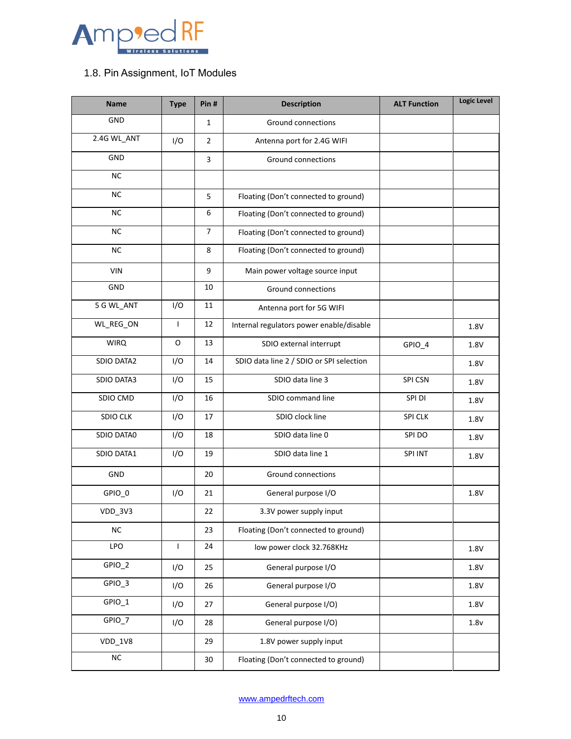## 1.8. Pin Assignment, IoT Modules

| Name | Type | Pin # | Description | ALT Function | Logic Level |
|---|---|---|---|---|---|
| GND | | 1 | Ground connections | | |
| 2.4G WL_ANT | I/O | 2 | Antenna port for 2.4G WIFI | | |
| GND | | 3 | Ground connections | | |
| NC | | | | | |
| NC | | 5 | Floating (Don't connected to ground) | | |
| NC | | 6 | Floating (Don't connected to ground) | | |
| NC | | 7 | Floating (Don't connected to ground) | | |
| NC | | 8 | Floating (Don't connected to ground) | | |
| VIN | | 9 | Main power voltage source input | | |
| GND | | 10 | Ground connections | | |
| 5 G WL_ANT | I/O | 11 | Antenna port for 5G WIFI | | |
| WL_REG_ON | I | 12 | Internal regulators power enable/disable | | 1.8V |
| WIRQ | O | 13 | SDIO external interrupt | GPIO_4 | 1.8V |
| SDIO DATA2 | I/O | 14 | SDIO data line 2 / SDIO or SPI selection | | 1.8V |
| SDIO DATA3 | I/O | 15 | SDIO data line 3 | SPI CSN | 1.8V |
| SDIO CMD | I/O | 16 | SDIO command line | SPI DI | 1.8V |
| SDIO CLK | I/O | 17 | SDIO clock line | SPI CLK | 1.8V |
| SDIO DATA0 | I/O | 18 | SDIO data line 0 | SPI DO | 1.8V |
| SDIO DATA1 | I/O | 19 | SDIO data line 1 | SPI INT | 1.8V |
| GND | | 20 | Ground connections | | |
| GPIO_0 | I/O | 21 | General purpose I/O | | 1.8V |
| VDD_3V3 | | 22 | 3.3V power supply input | | |
| NC | | 23 | Floating (Don't connected to ground) | | |
| LPO | I | 24 | low power clock 32.768KHz | | 1.8V |
| GPIO_2 | I/O | 25 | General purpose I/O | | 1.8V |
| GPIO_3 | I/O | 26 | General purpose I/O | | 1.8V |
| GPIO_1 | I/O | 27 | General purpose I/O) | | 1.8V |
| GPIO_7 | I/O | 28 | General purpose I/O) | | 1.8v |
| VDD_1V8 | | 29 | 1.8V power supply input | | |
| NC | | 30 | Floating (Don't connected to ground) | | |

www.ampedrftech.com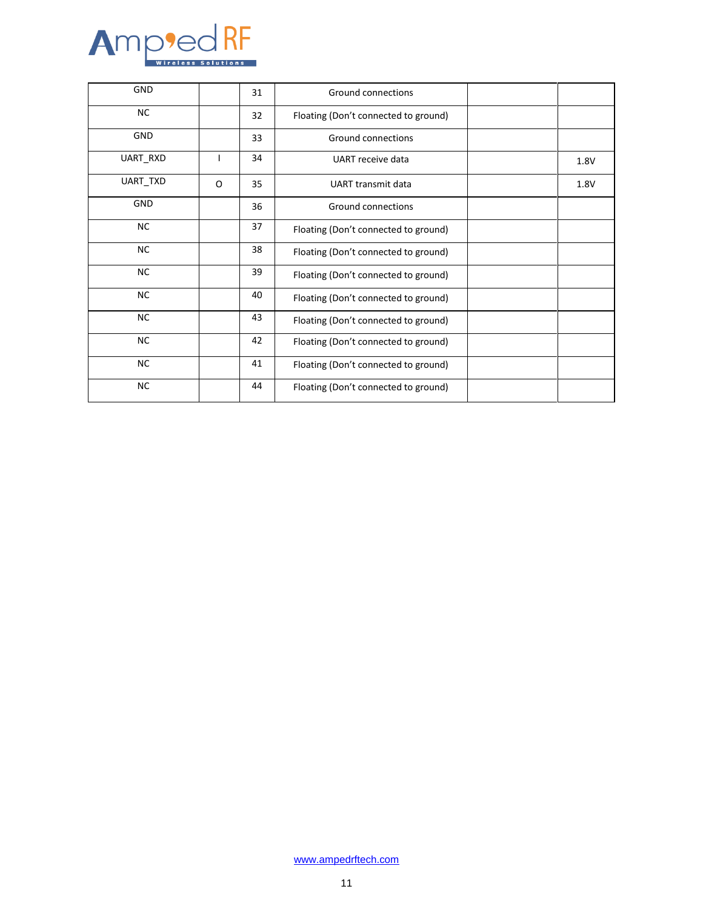| GND | | 31 | Ground connections | | |
|---|---|---|---|---|---|
| NC | | 32 | Floating (Don't connected to ground) | | |
| GND | | 33 | Ground connections | | |
| UART_RXD | I | 34 | UART receive data | | 1.8V |
| UART_TXD | O | 35 | UART transmit data | | 1.8V |
| GND | | 36 | Ground connections | | |
| NC | | 37 | Floating (Don't connected to ground) | | |
| NC | | 38 | Floating (Don't connected to ground) | | |
| NC | | 39 | Floating (Don't connected to ground) | | |
| NC | | 40 | Floating (Don't connected to ground) | | |
| NC | | 43 | Floating (Don't connected to ground) | | |
| NC | | 42 | Floating (Don't connected to ground) | | |
| NC | | 41 | Floating (Don't connected to ground) | | |
| NC | | 44 | Floating (Don't connected to ground) | | |

www.ampedrftech.com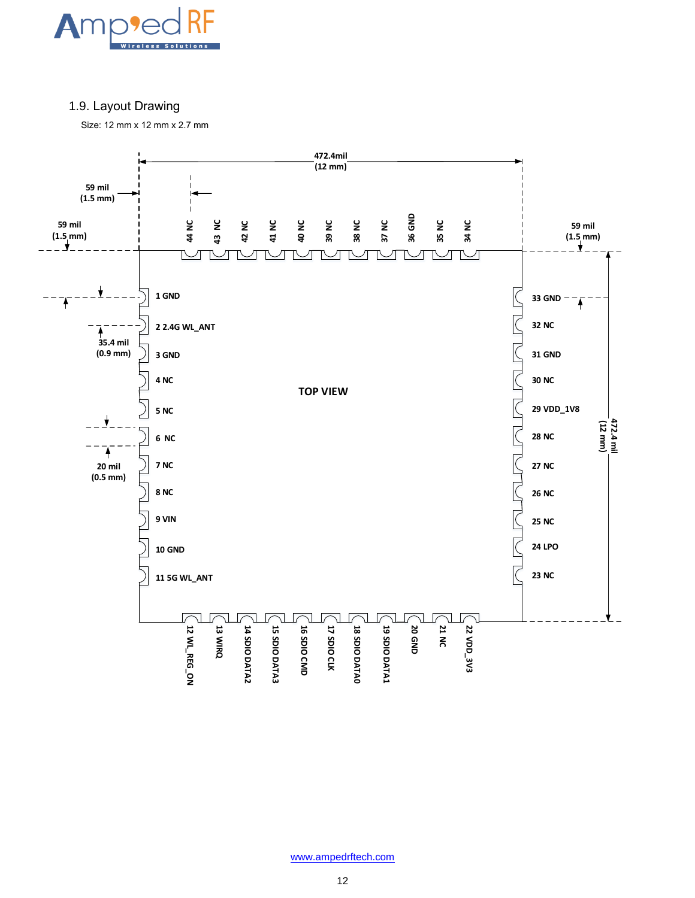## 1.9. Layout Drawing

Size: 12 mm x 12 mm x 2.7 mm

472.4mil (12 mm)

59 mil (1.5 mm)

59 mil (1.5 mm)

59 mil (1.5 mm)

35.4 mil (0.9 mm)

20 mil (0.5 mm)

472.4 mil (12 mm)

TOP VIEW

44 NC
43 NC
42 NC
41 NC
40 NC
39 NC
38 NC
37 NC
36 GND
35 NC
34 NC

1 GND
2 2.4G WL_ANT
3 GND
4 NC
5 NC
6 NC
7 NC
8 NC
9 VIN
10 GND
11 5G WL_ANT

33 GND
32 NC
31 GND
30 NC
29 VDD_1V8
28 NC
27 NC
26 NC
25 NC
24 LPO
23 NC

12 WL_REG_ON
13 WIRQ
14 SDIO DATA2
15 SDIO DATA3
16 SDIO CMD
17 SDIO CLK
18 SDIO DATA0
19 SDIO DATA1
20 GND
21 NC
22 VDD_3V3

www.ampedrftech.com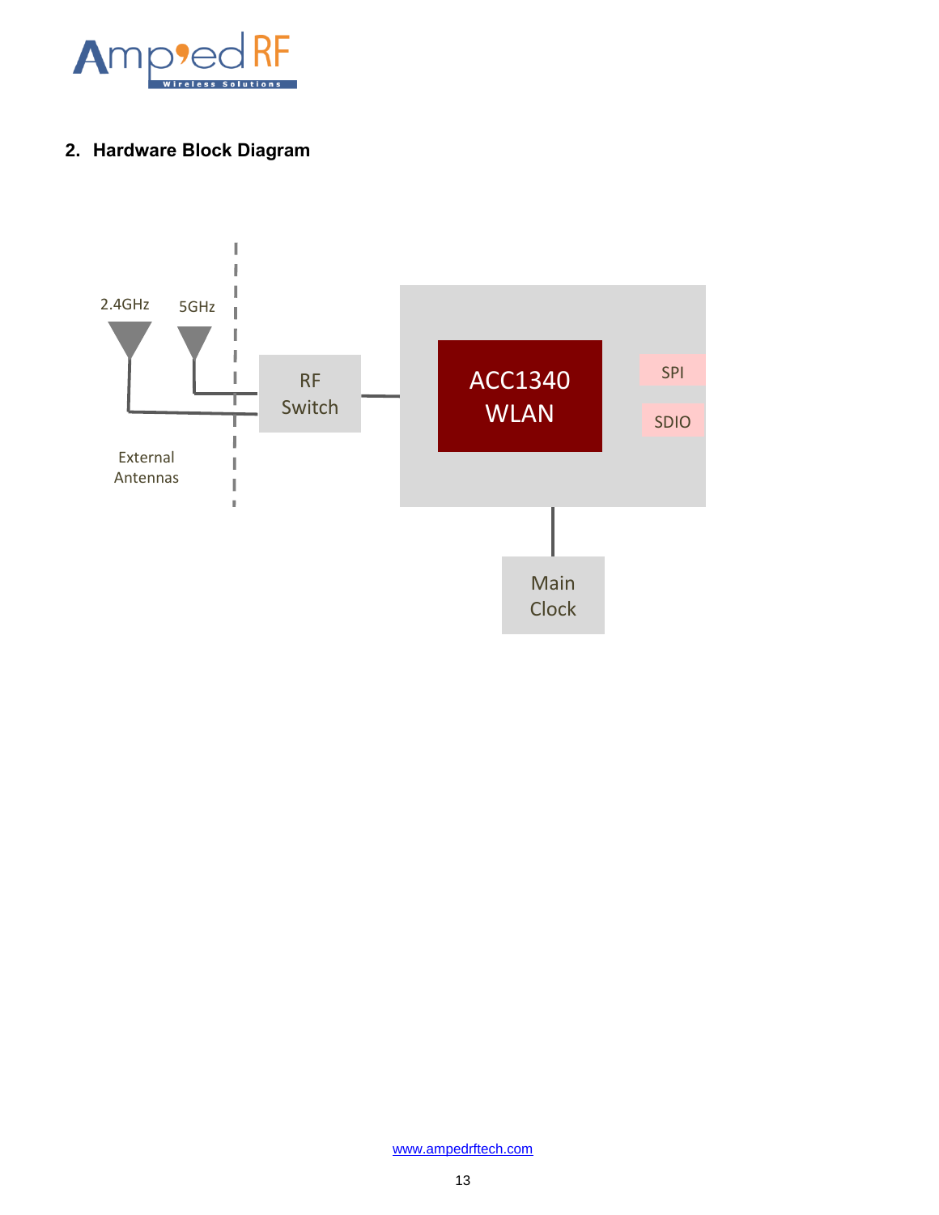## 2. Hardware Block Diagram

2.4GHz

5GHz

External Antennas

RF Switch

ACC1340 WLAN

SPI

SDIO

Main Clock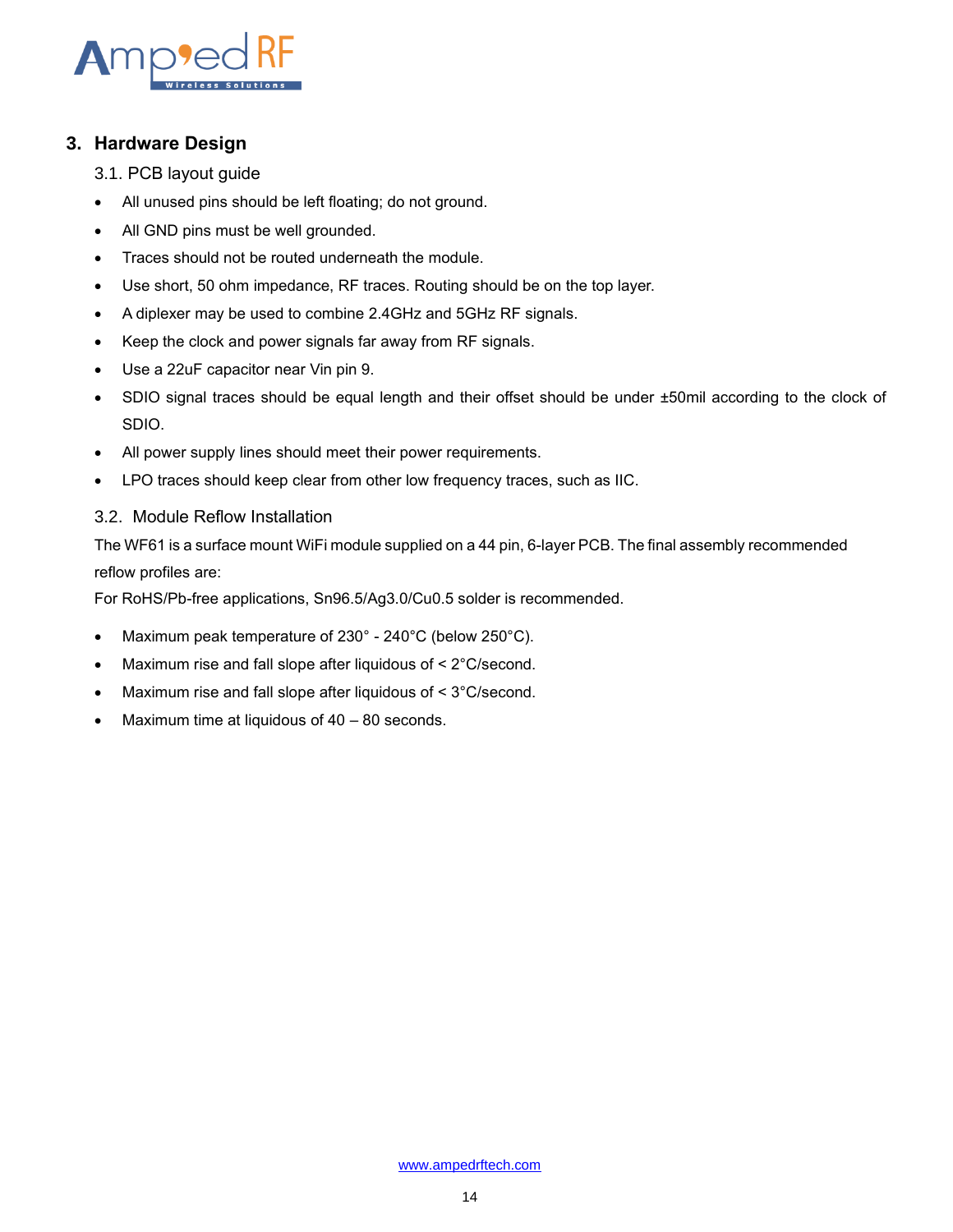# 3. Hardware Design

## 3.1. PCB layout guide

- All unused pins should be left floating; do not ground.
- All GND pins must be well grounded.
- Traces should not be routed underneath the module.
- Use short, 50 ohm impedance, RF traces. Routing should be on the top layer.
- A diplexer may be used to combine 2.4GHz and 5GHz RF signals.
- Keep the clock and power signals far away from RF signals.
- Use a 22uF capacitor near Vin pin 9.
- SDIO signal traces should be equal length and their offset should be under ±50mil according to the clock of SDIO.
- All power supply lines should meet their power requirements.
- LPO traces should keep clear from other low frequency traces, such as IIC.

## 3.2. Module Reflow Installation

The WF61 is a surface mount WiFi module supplied on a 44 pin, 6-layer PCB. The final assembly recommended reflow profiles are:

For RoHS/Pb-free applications, Sn96.5/Ag3.0/Cu0.5 solder is recommended.

- Maximum peak temperature of 230° - 240°C (below 250°C).
- Maximum rise and fall slope after liquidous of < 2°C/second.
- Maximum rise and fall slope after liquidous of < 3°C/second.
- Maximum time at liquidous of 40 – 80 seconds.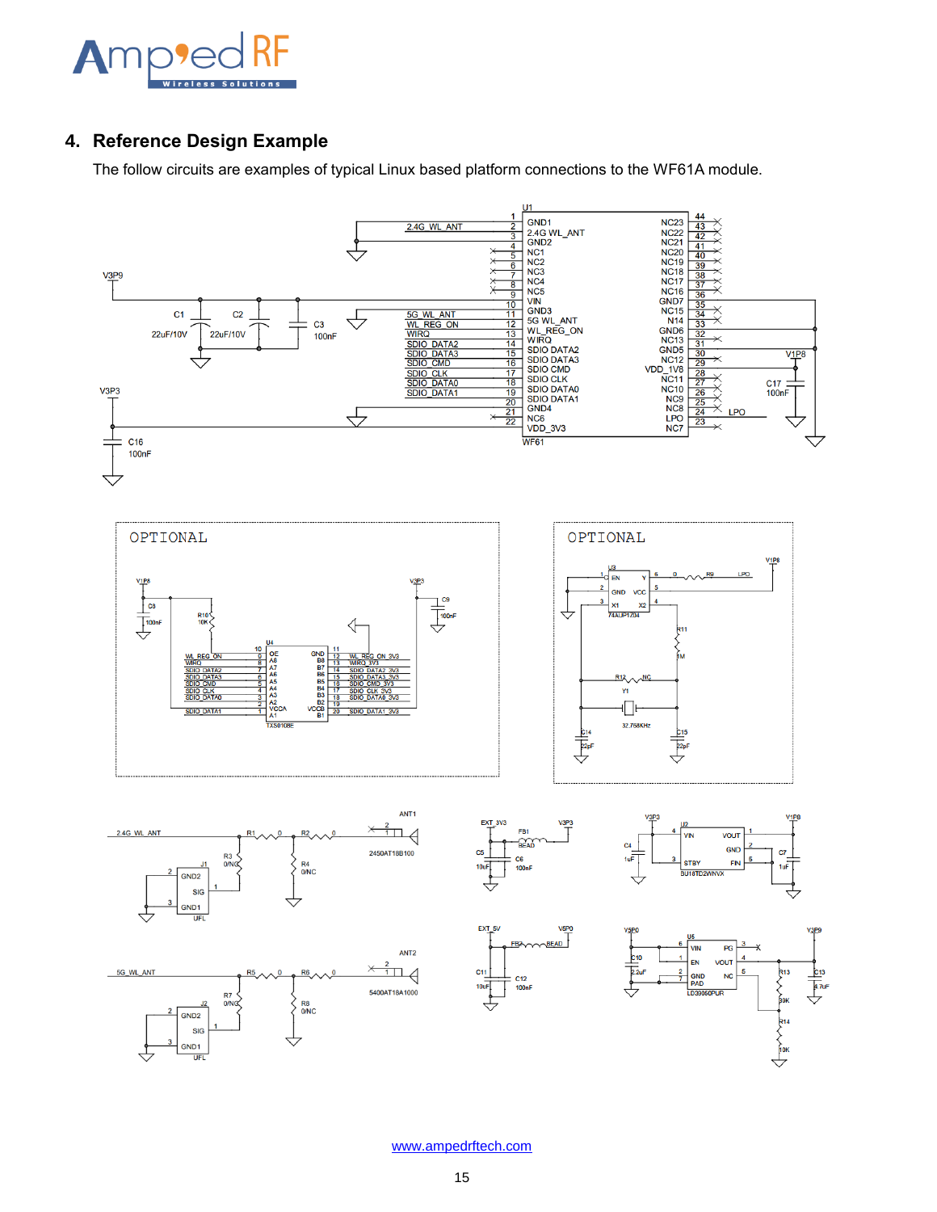## 4. Reference Design Example

The follow circuits are examples of typical Linux based platform connections to the WF61A module.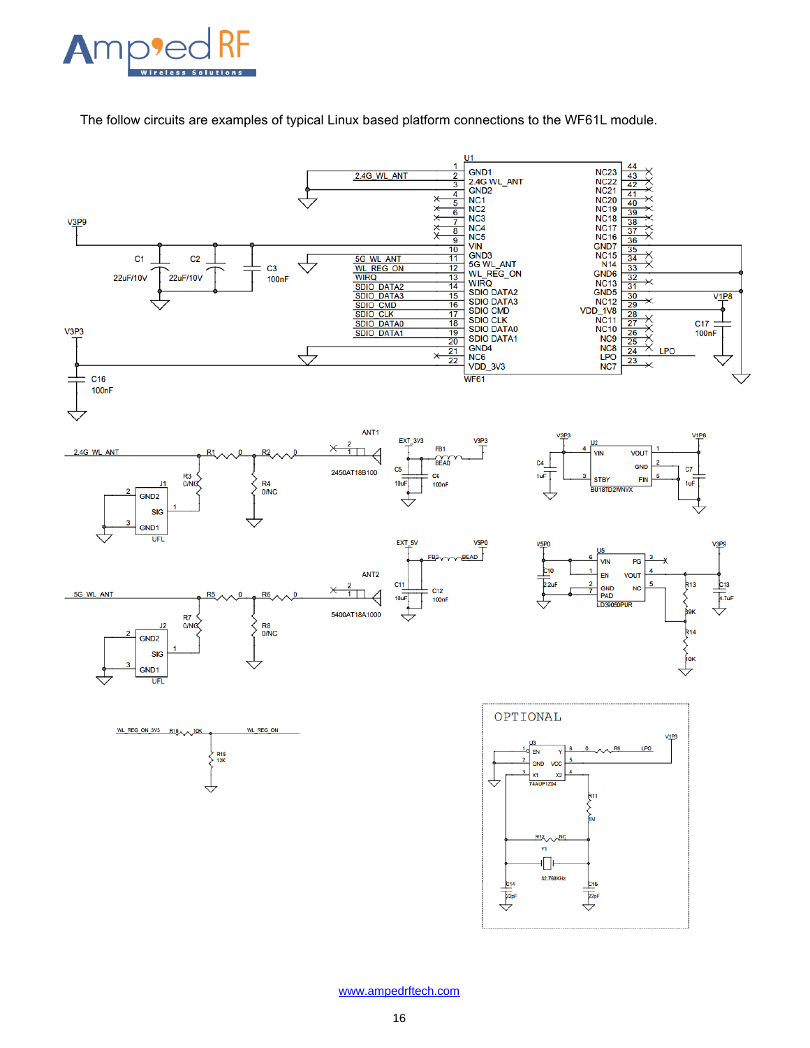The follow circuits are examples of typical Linux based platform connections to the WF61L module.

www.ampedrftech.com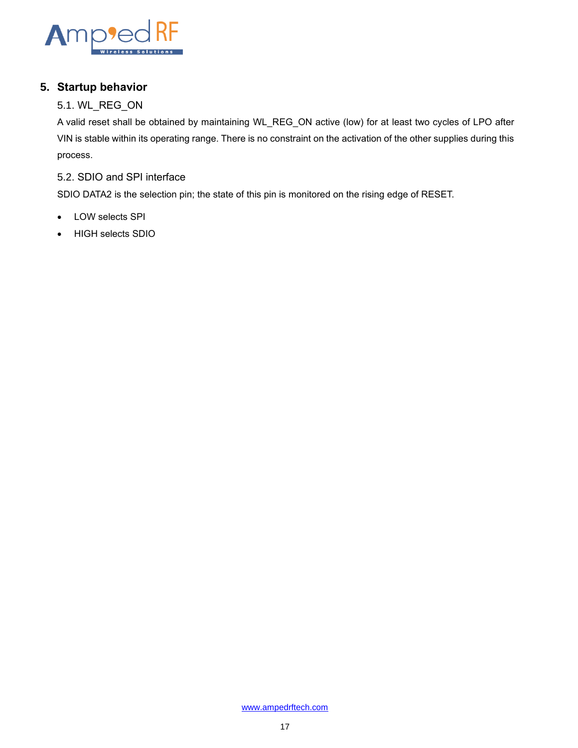## 5. Startup behavior

### 5.1. WL_REG_ON

A valid reset shall be obtained by maintaining WL_REG_ON active (low) for at least two cycles of LPO after VIN is stable within its operating range. There is no constraint on the activation of the other supplies during this process.

### 5.2. SDIO and SPI interface

SDIO DATA2 is the selection pin; the state of this pin is monitored on the rising edge of RESET.

- LOW selects SPI
- HIGH selects SDIO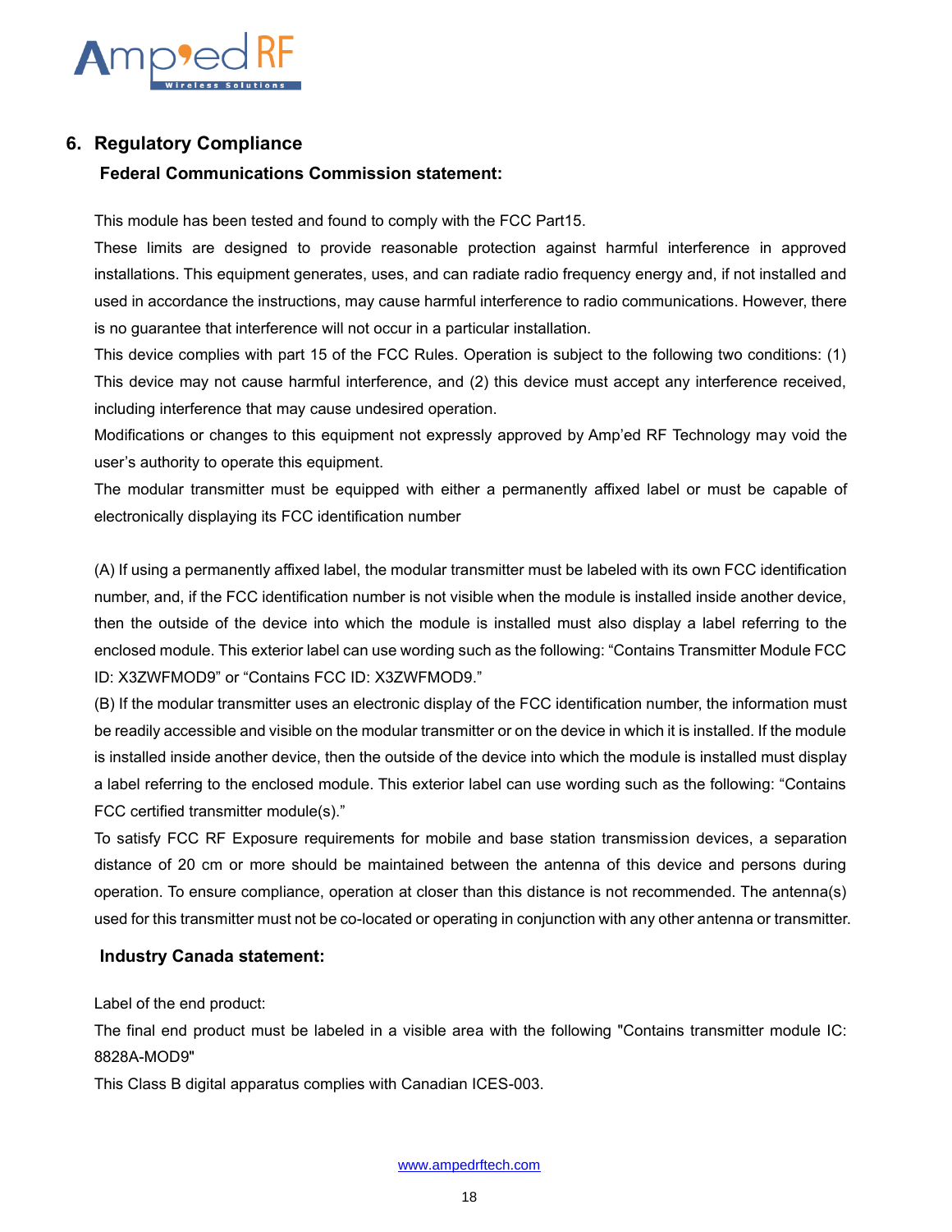## 6. Regulatory Compliance

### Federal Communications Commission statement:

This module has been tested and found to comply with the FCC Part15.

These limits are designed to provide reasonable protection against harmful interference in approved installations. This equipment generates, uses, and can radiate radio frequency energy and, if not installed and used in accordance the instructions, may cause harmful interference to radio communications. However, there is no guarantee that interference will not occur in a particular installation.

This device complies with part 15 of the FCC Rules. Operation is subject to the following two conditions: (1) This device may not cause harmful interference, and (2) this device must accept any interference received, including interference that may cause undesired operation.

Modifications or changes to this equipment not expressly approved by Amp'ed RF Technology may void the user's authority to operate this equipment.

The modular transmitter must be equipped with either a permanently affixed label or must be capable of electronically displaying its FCC identification number

(A) If using a permanently affixed label, the modular transmitter must be labeled with its own FCC identification number, and, if the FCC identification number is not visible when the module is installed inside another device, then the outside of the device into which the module is installed must also display a label referring to the enclosed module. This exterior label can use wording such as the following: "Contains Transmitter Module FCC ID: X3ZWFMOD9" or "Contains FCC ID: X3ZWFMOD9."

(B) If the modular transmitter uses an electronic display of the FCC identification number, the information must be readily accessible and visible on the modular transmitter or on the device in which it is installed. If the module is installed inside another device, then the outside of the device into which the module is installed must display a label referring to the enclosed module. This exterior label can use wording such as the following: "Contains FCC certified transmitter module(s)."

To satisfy FCC RF Exposure requirements for mobile and base station transmission devices, a separation distance of 20 cm or more should be maintained between the antenna of this device and persons during operation. To ensure compliance, operation at closer than this distance is not recommended. The antenna(s) used for this transmitter must not be co-located or operating in conjunction with any other antenna or transmitter.

### Industry Canada statement:

Label of the end product:

The final end product must be labeled in a visible area with the following "Contains transmitter module IC: 8828A-MOD9"

This Class B digital apparatus complies with Canadian ICES-003.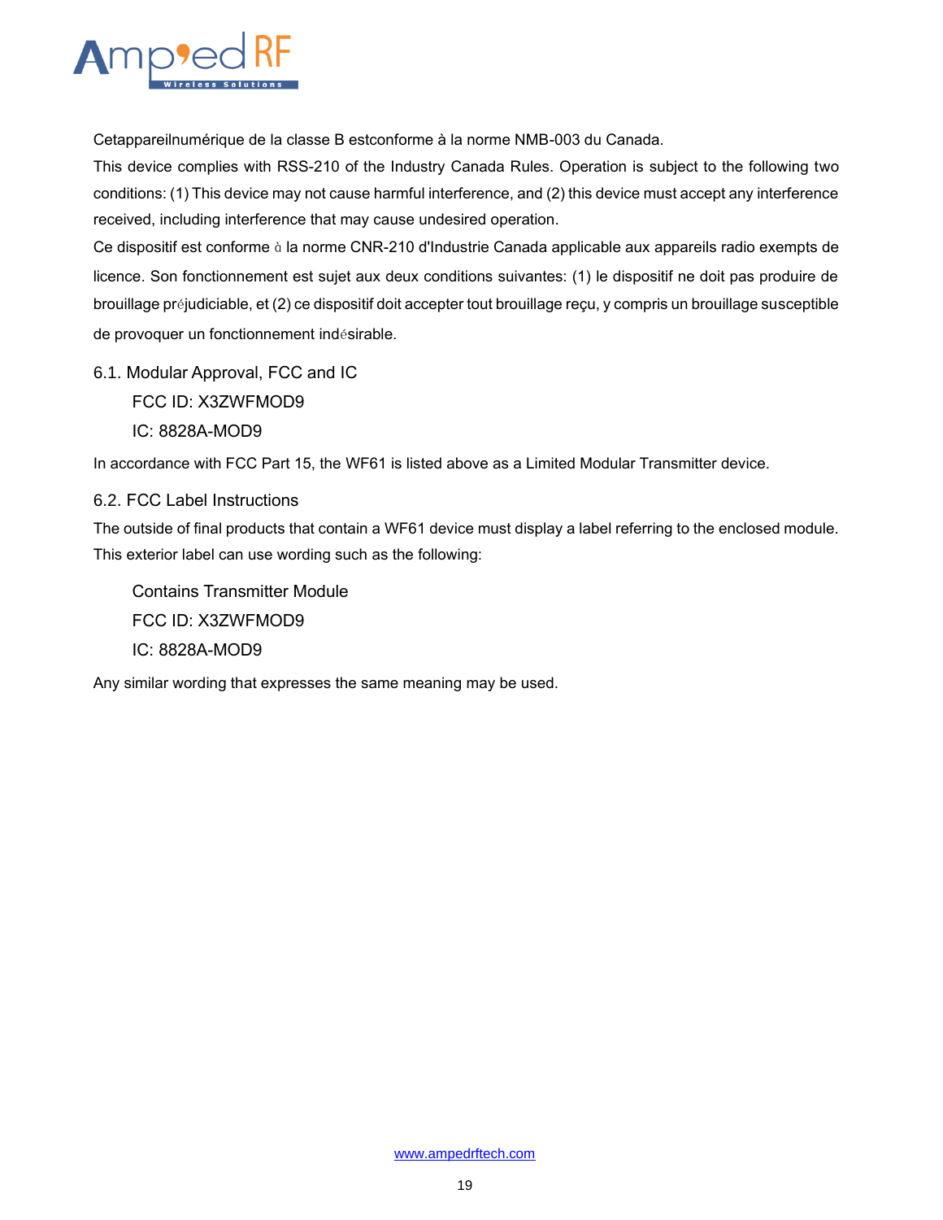Cetappareilnumérique de la classe B estconforme à la norme NMB-003 du Canada.

This device complies with RSS-210 of the Industry Canada Rules. Operation is subject to the following two conditions: (1) This device may not cause harmful interference, and (2) this device must accept any interference received, including interference that may cause undesired operation.

Ce dispositif est conforme à la norme CNR-210 d'Industrie Canada applicable aux appareils radio exempts de licence. Son fonctionnement est sujet aux deux conditions suivantes: (1) le dispositif ne doit pas produire de brouillage préjudiciable, et (2) ce dispositif doit accepter tout brouillage reçu, y compris un brouillage susceptible de provoquer un fonctionnement indésirable.

## 6.1. Modular Approval, FCC and IC

FCC ID: X3ZWFMOD9

IC: 8828A-MOD9

In accordance with FCC Part 15, the WF61 is listed above as a Limited Modular Transmitter device.

## 6.2. FCC Label Instructions

The outside of final products that contain a WF61 device must display a label referring to the enclosed module. This exterior label can use wording such as the following:

Contains Transmitter Module

FCC ID: X3ZWFMOD9

IC: 8828A-MOD9

Any similar wording that expresses the same meaning may be used.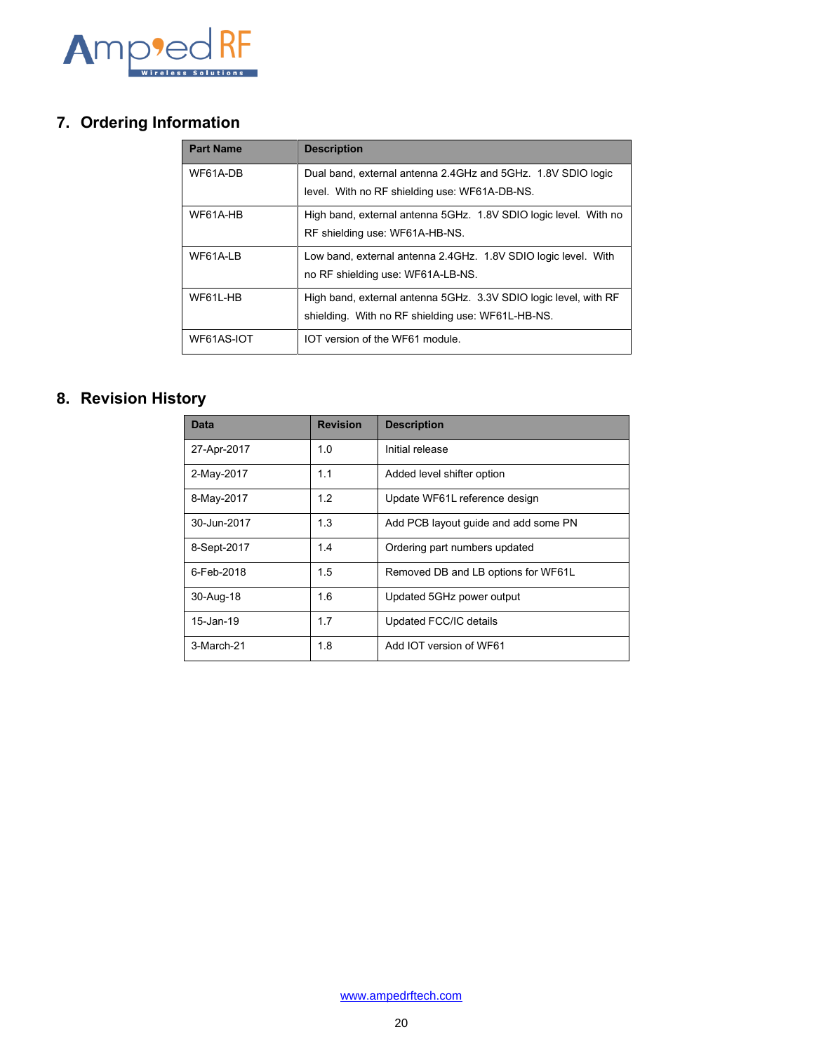## 7. Ordering Information

| Part Name | Description |
|---|---|
| WF61A-DB | Dual band, external antenna 2.4GHz and 5GHz. 1.8V SDIO logic level. With no RF shielding use: WF61A-DB-NS. |
| WF61A-HB | High band, external antenna 5GHz. 1.8V SDIO logic level. With no RF shielding use: WF61A-HB-NS. |
| WF61A-LB | Low band, external antenna 2.4GHz. 1.8V SDIO logic level. With no RF shielding use: WF61A-LB-NS. |
| WF61L-HB | High band, external antenna 5GHz. 3.3V SDIO logic level, with RF shielding. With no RF shielding use: WF61L-HB-NS. |
| WF61AS-IOT | IOT version of the WF61 module. |

## 8. Revision History

| Data | Revision | Description |
|---|---|---|
| 27-Apr-2017 | 1.0 | Initial release |
| 2-May-2017 | 1.1 | Added level shifter option |
| 8-May-2017 | 1.2 | Update WF61L reference design |
| 30-Jun-2017 | 1.3 | Add PCB layout guide and add some PN |
| 8-Sept-2017 | 1.4 | Ordering part numbers updated |
| 6-Feb-2018 | 1.5 | Removed DB and LB options for WF61L |
| 30-Aug-18 | 1.6 | Updated 5GHz power output |
| 15-Jan-19 | 1.7 | Updated FCC/IC details |
| 3-March-21 | 1.8 | Add IOT version of WF61 |

www.ampedrftech.com